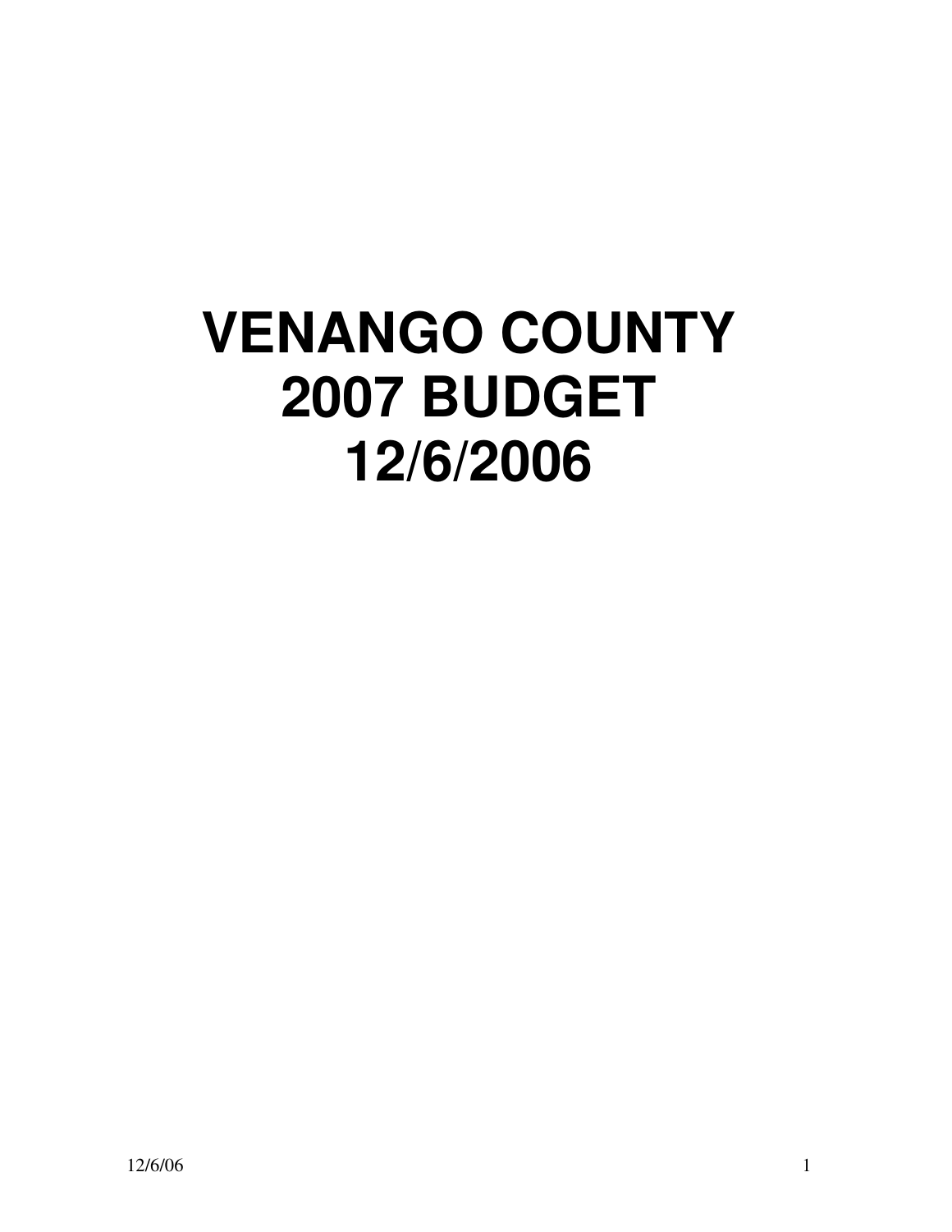# VENANGO COUNTY
# 2007 BUDGET
# 12/6/2006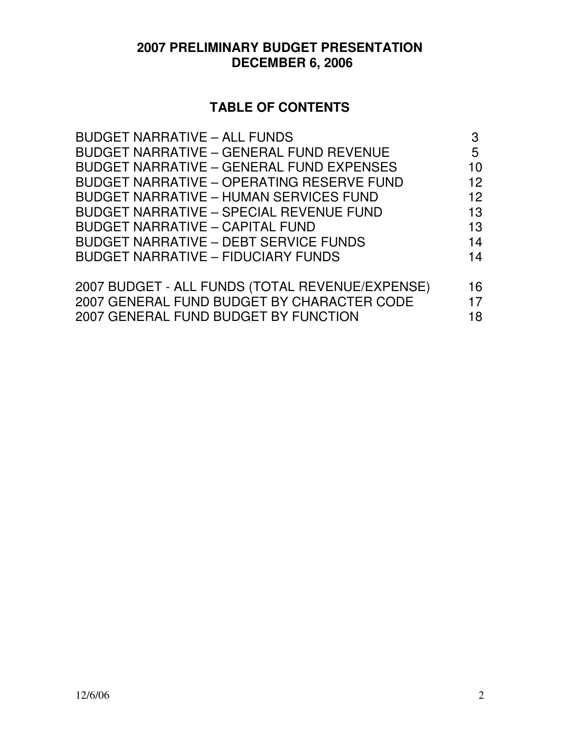# 2007 PRELIMINARY BUDGET PRESENTATION
# DECEMBER 6, 2006

## TABLE OF CONTENTS

| | |
|---|---|
| BUDGET NARRATIVE – ALL FUNDS | 3 |
| BUDGET NARRATIVE – GENERAL FUND REVENUE | 5 |
| BUDGET NARRATIVE – GENERAL FUND EXPENSES | 10 |
| BUDGET NARRATIVE – OPERATING RESERVE FUND | 12 |
| BUDGET NARRATIVE – HUMAN SERVICES FUND | 12 |
| BUDGET NARRATIVE – SPECIAL REVENUE FUND | 13 |
| BUDGET NARRATIVE – CAPITAL FUND | 13 |
| BUDGET NARRATIVE – DEBT SERVICE FUNDS | 14 |
| BUDGET NARRATIVE – FIDUCIARY FUNDS | 14 |
| 2007 BUDGET - ALL FUNDS (TOTAL REVENUE/EXPENSE) | 16 |
| 2007 GENERAL FUND BUDGET BY CHARACTER CODE | 17 |
| 2007 GENERAL FUND BUDGET BY FUNCTION | 18 |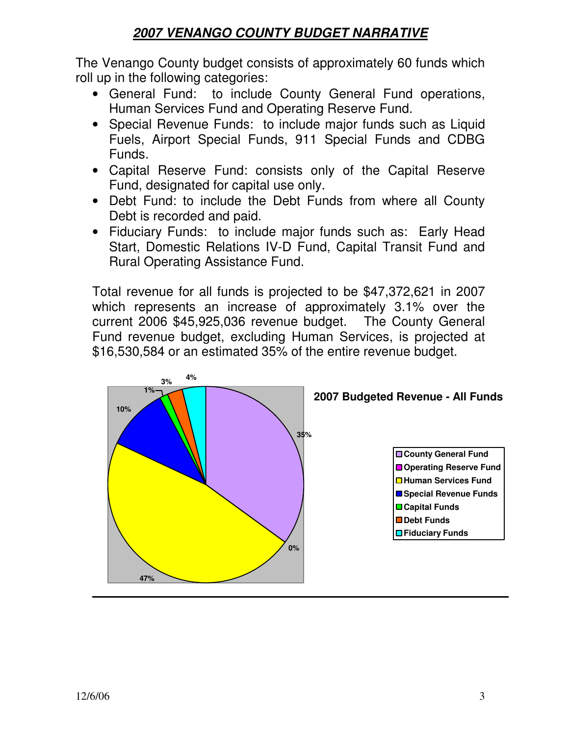# *2007 VENANGO COUNTY BUDGET NARRATIVE*

The Venango County budget consists of approximately 60 funds which roll up in the following categories:

- General Fund: to include County General Fund operations, Human Services Fund and Operating Reserve Fund.
- Special Revenue Funds: to include major funds such as Liquid Fuels, Airport Special Funds, 911 Special Funds and CDBG Funds.
- Capital Reserve Fund: consists only of the Capital Reserve Fund, designated for capital use only.
- Debt Fund: to include the Debt Funds from where all County Debt is recorded and paid.
- Fiduciary Funds: to include major funds such as: Early Head Start, Domestic Relations IV-D Fund, Capital Transit Fund and Rural Operating Assistance Fund.

Total revenue for all funds is projected to be $47,372,621 in 2007 which represents an increase of approximately 3.1% over the current 2006 $45,925,036 revenue budget. The County General Fund revenue budget, excluding Human Services, is projected at $16,530,584 or an estimated 35% of the entire revenue budget.

**2007 Budgeted Revenue - All Funds**

| Fund | Percent |
|---|---|
| County General Fund | 35% |
| Operating Reserve Fund | 0% |
| Human Services Fund | 47% |
| Special Revenue Funds | 10% |
| Capital Funds | 1% |
| Debt Funds | 3% |
| Fiduciary Funds | 4% |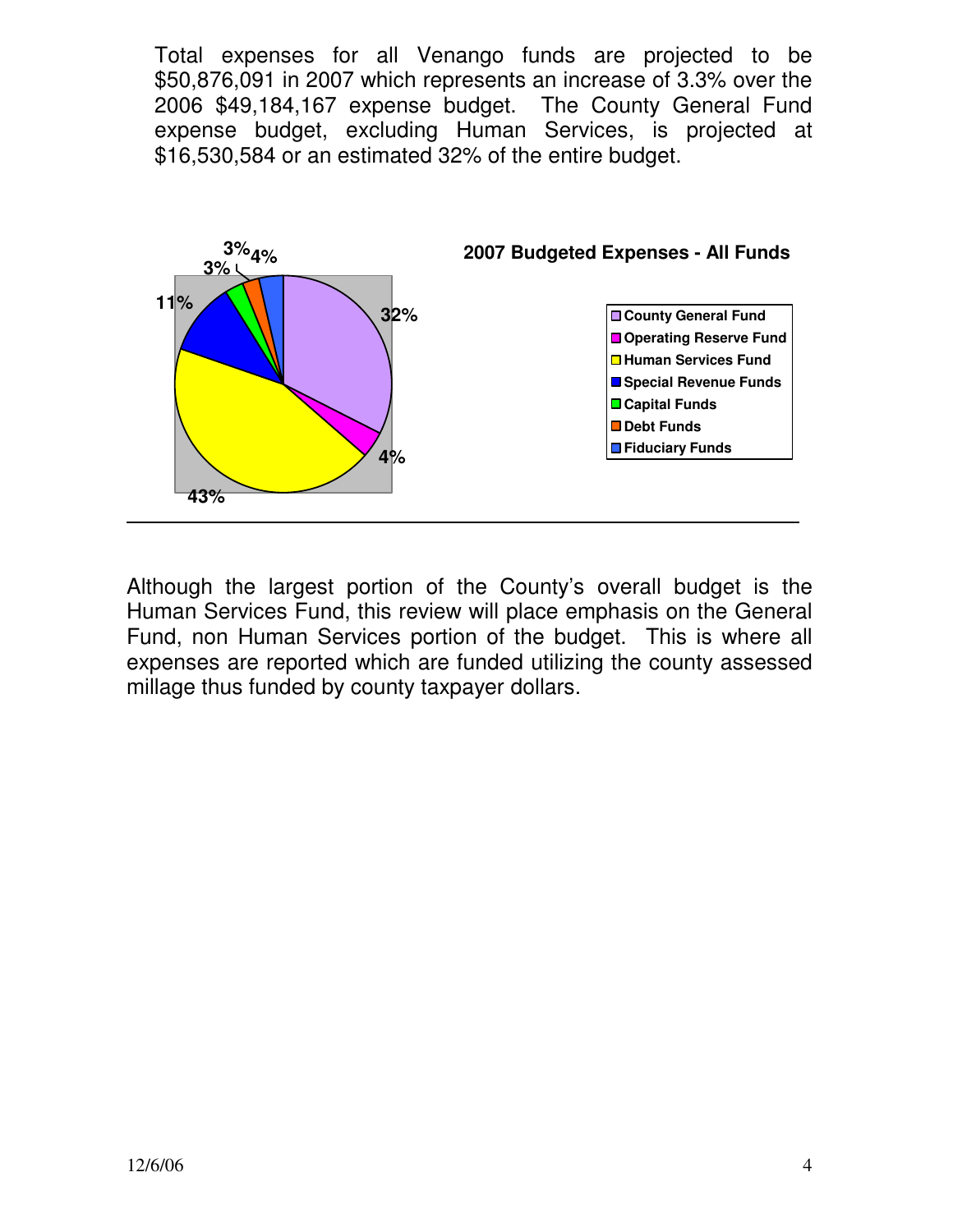Total expenses for all Venango funds are projected to be $50,876,091 in 2007 which represents an increase of 3.3% over the 2006 $49,184,167 expense budget. The County General Fund expense budget, excluding Human Services, is projected at $16,530,584 or an estimated 32% of the entire budget.

**2007 Budgeted Expenses - All Funds**

| Fund | Percentage |
|---|---|
| County General Fund | 32% |
| Operating Reserve Fund | 4% |
| Human Services Fund | 43% |
| Special Revenue Funds | 11% |
| Capital Funds | 3% |
| Debt Funds | 3% |
| Fiduciary Funds | 4% |

---

Although the largest portion of the County's overall budget is the Human Services Fund, this review will place emphasis on the General Fund, non Human Services portion of the budget. This is where all expenses are reported which are funded utilizing the county assessed millage thus funded by county taxpayer dollars.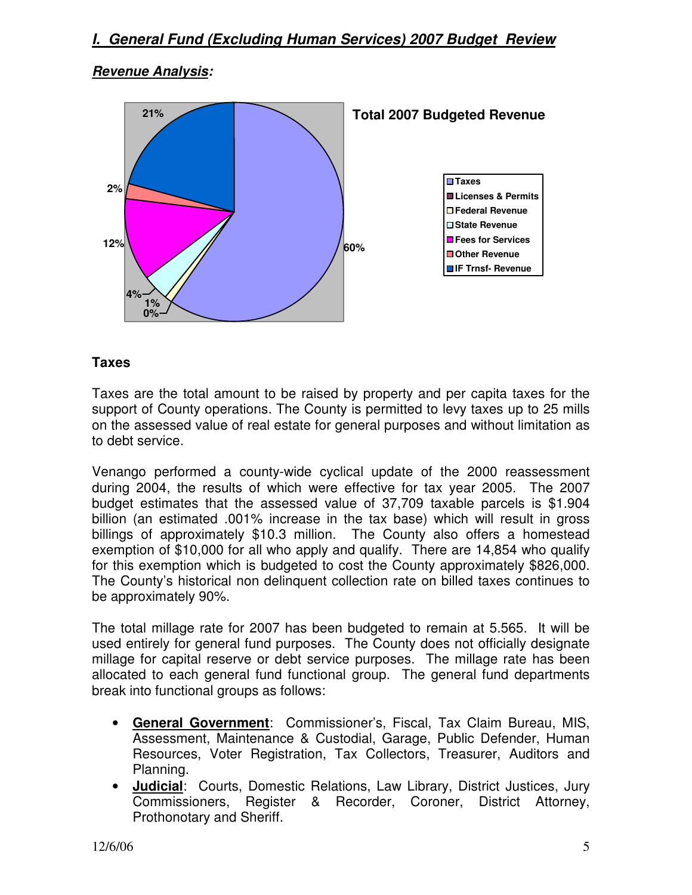## *I. General Fund (Excluding Human Services) 2007 Budget Review*

***Revenue Analysis*:**

**Total 2007 Budgeted Revenue**

- Taxes 60%
- Licenses & Permits 0%
- Federal Revenue 1%
- State Revenue 4%
- Fees for Services 12%
- Other Revenue 2%
- IF Trnsf- Revenue 21%

### Taxes

Taxes are the total amount to be raised by property and per capita taxes for the support of County operations. The County is permitted to levy taxes up to 25 mills on the assessed value of real estate for general purposes and without limitation as to debt service.

Venango performed a county-wide cyclical update of the 2000 reassessment during 2004, the results of which were effective for tax year 2005. The 2007 budget estimates that the assessed value of 37,709 taxable parcels is $1.904 billion (an estimated .001% increase in the tax base) which will result in gross billings of approximately $10.3 million. The County also offers a homestead exemption of $10,000 for all who apply and qualify. There are 14,854 who qualify for this exemption which is budgeted to cost the County approximately $826,000. The County's historical non delinquent collection rate on billed taxes continues to be approximately 90%.

The total millage rate for 2007 has been budgeted to remain at 5.565. It will be used entirely for general fund purposes. The County does not officially designate millage for capital reserve or debt service purposes. The millage rate has been allocated to each general fund functional group. The general fund departments break into functional groups as follows:

- **General Government**: Commissioner's, Fiscal, Tax Claim Bureau, MIS, Assessment, Maintenance & Custodial, Garage, Public Defender, Human Resources, Voter Registration, Tax Collectors, Treasurer, Auditors and Planning.
- **Judicial**: Courts, Domestic Relations, Law Library, District Justices, Jury Commissioners, Register & Recorder, Coroner, District Attorney, Prothonotary and Sheriff.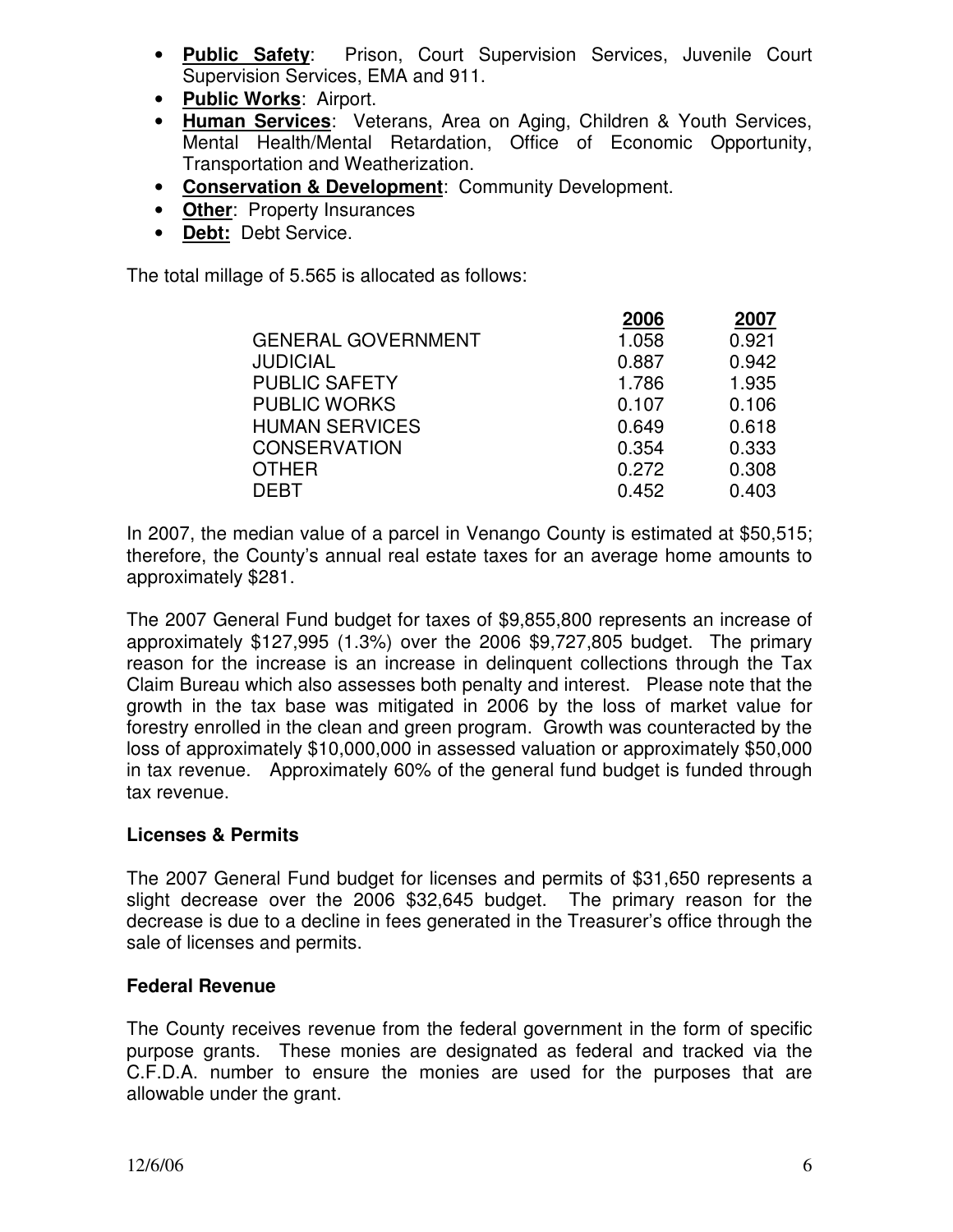- **Public Safety**: Prison, Court Supervision Services, Juvenile Court Supervision Services, EMA and 911.
- **Public Works**: Airport.
- **Human Services**: Veterans, Area on Aging, Children & Youth Services, Mental Health/Mental Retardation, Office of Economic Opportunity, Transportation and Weatherization.
- **Conservation & Development**: Community Development.
- **Other**: Property Insurances
- **Debt:** Debt Service.

The total millage of 5.565 is allocated as follows:

| | 2006 | 2007 |
|---|---|---|
| GENERAL GOVERNMENT | 1.058 | 0.921 |
| JUDICIAL | 0.887 | 0.942 |
| PUBLIC SAFETY | 1.786 | 1.935 |
| PUBLIC WORKS | 0.107 | 0.106 |
| HUMAN SERVICES | 0.649 | 0.618 |
| CONSERVATION | 0.354 | 0.333 |
| OTHER | 0.272 | 0.308 |
| DEBT | 0.452 | 0.403 |

In 2007, the median value of a parcel in Venango County is estimated at $50,515; therefore, the County's annual real estate taxes for an average home amounts to approximately $281.

The 2007 General Fund budget for taxes of $9,855,800 represents an increase of approximately $127,995 (1.3%) over the 2006 $9,727,805 budget. The primary reason for the increase is an increase in delinquent collections through the Tax Claim Bureau which also assesses both penalty and interest. Please note that the growth in the tax base was mitigated in 2006 by the loss of market value for forestry enrolled in the clean and green program. Growth was counteracted by the loss of approximately $10,000,000 in assessed valuation or approximately $50,000 in tax revenue. Approximately 60% of the general fund budget is funded through tax revenue.

### Licenses & Permits

The 2007 General Fund budget for licenses and permits of $31,650 represents a slight decrease over the 2006 $32,645 budget. The primary reason for the decrease is due to a decline in fees generated in the Treasurer's office through the sale of licenses and permits.

### Federal Revenue

The County receives revenue from the federal government in the form of specific purpose grants. These monies are designated as federal and tracked via the C.F.D.A. number to ensure the monies are used for the purposes that are allowable under the grant.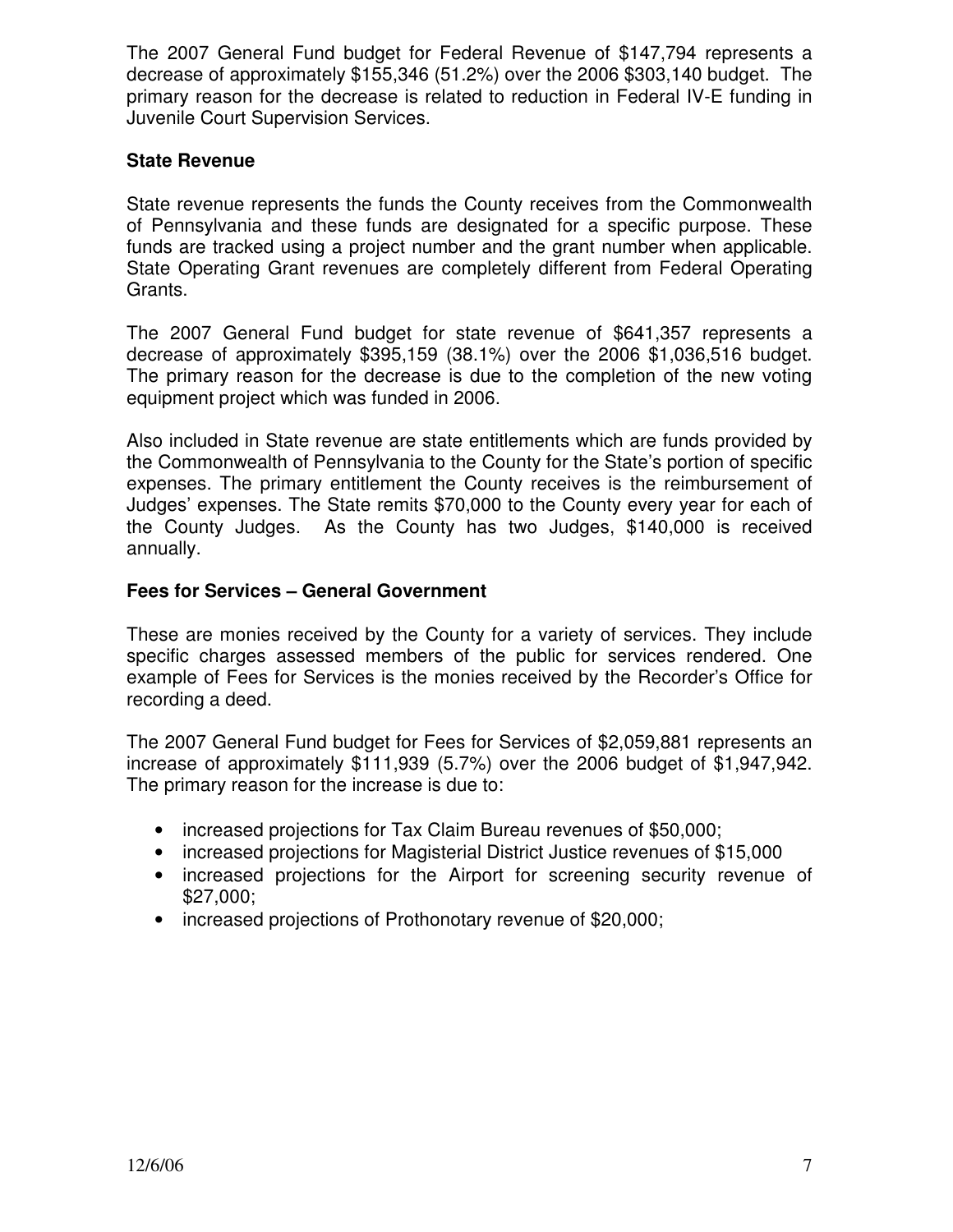The 2007 General Fund budget for Federal Revenue of $147,794 represents a decrease of approximately $155,346 (51.2%) over the 2006 $303,140 budget. The primary reason for the decrease is related to reduction in Federal IV-E funding in Juvenile Court Supervision Services.

**State Revenue**

State revenue represents the funds the County receives from the Commonwealth of Pennsylvania and these funds are designated for a specific purpose. These funds are tracked using a project number and the grant number when applicable. State Operating Grant revenues are completely different from Federal Operating Grants.

The 2007 General Fund budget for state revenue of $641,357 represents a decrease of approximately $395,159 (38.1%) over the 2006 $1,036,516 budget. The primary reason for the decrease is due to the completion of the new voting equipment project which was funded in 2006.

Also included in State revenue are state entitlements which are funds provided by the Commonwealth of Pennsylvania to the County for the State's portion of specific expenses. The primary entitlement the County receives is the reimbursement of Judges' expenses. The State remits $70,000 to the County every year for each of the County Judges. As the County has two Judges, $140,000 is received annually.

**Fees for Services – General Government**

These are monies received by the County for a variety of services. They include specific charges assessed members of the public for services rendered. One example of Fees for Services is the monies received by the Recorder's Office for recording a deed.

The 2007 General Fund budget for Fees for Services of $2,059,881 represents an increase of approximately $111,939 (5.7%) over the 2006 budget of $1,947,942. The primary reason for the increase is due to:

- increased projections for Tax Claim Bureau revenues of $50,000;
- increased projections for Magisterial District Justice revenues of $15,000
- increased projections for the Airport for screening security revenue of $27,000;
- increased projections of Prothonotary revenue of $20,000;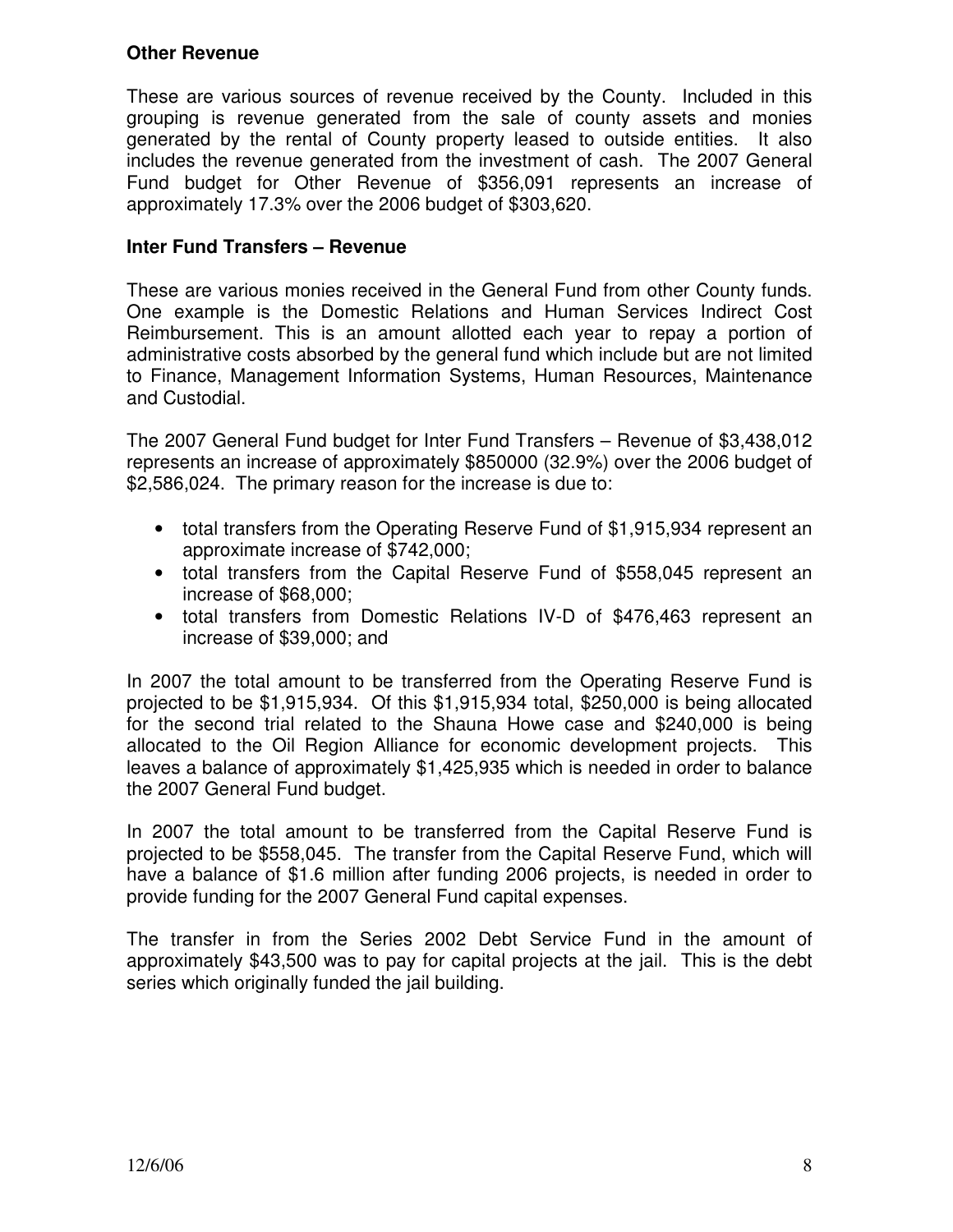**Other Revenue**

These are various sources of revenue received by the County. Included in this grouping is revenue generated from the sale of county assets and monies generated by the rental of County property leased to outside entities. It also includes the revenue generated from the investment of cash. The 2007 General Fund budget for Other Revenue of $356,091 represents an increase of approximately 17.3% over the 2006 budget of $303,620.

**Inter Fund Transfers – Revenue**

These are various monies received in the General Fund from other County funds. One example is the Domestic Relations and Human Services Indirect Cost Reimbursement. This is an amount allotted each year to repay a portion of administrative costs absorbed by the general fund which include but are not limited to Finance, Management Information Systems, Human Resources, Maintenance and Custodial.

The 2007 General Fund budget for Inter Fund Transfers – Revenue of $3,438,012 represents an increase of approximately $850000 (32.9%) over the 2006 budget of $2,586,024. The primary reason for the increase is due to:

- total transfers from the Operating Reserve Fund of $1,915,934 represent an approximate increase of $742,000;
- total transfers from the Capital Reserve Fund of $558,045 represent an increase of $68,000;
- total transfers from Domestic Relations IV-D of $476,463 represent an increase of $39,000; and

In 2007 the total amount to be transferred from the Operating Reserve Fund is projected to be $1,915,934. Of this $1,915,934 total, $250,000 is being allocated for the second trial related to the Shauna Howe case and $240,000 is being allocated to the Oil Region Alliance for economic development projects. This leaves a balance of approximately $1,425,935 which is needed in order to balance the 2007 General Fund budget.

In 2007 the total amount to be transferred from the Capital Reserve Fund is projected to be $558,045. The transfer from the Capital Reserve Fund, which will have a balance of $1.6 million after funding 2006 projects, is needed in order to provide funding for the 2007 General Fund capital expenses.

The transfer in from the Series 2002 Debt Service Fund in the amount of approximately $43,500 was to pay for capital projects at the jail. This is the debt series which originally funded the jail building.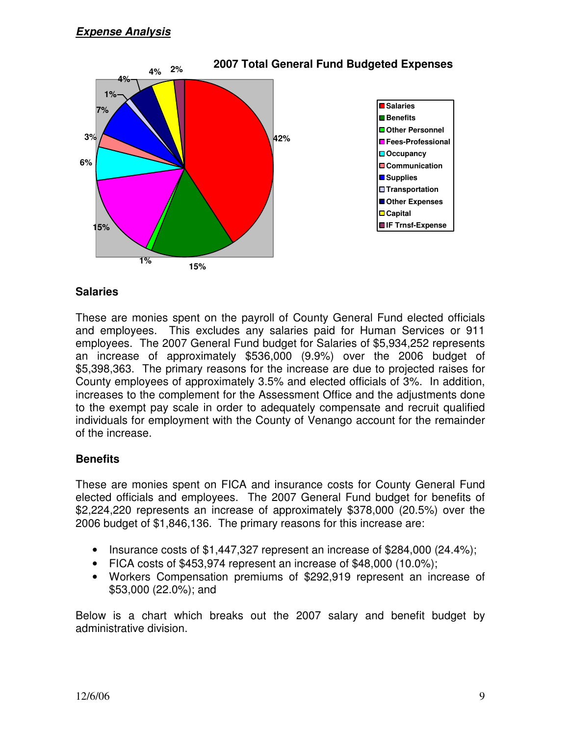## *Expense Analysis*

**2007 Total General Fund Budgeted Expenses**

| Category | Percentage |
|---|---|
| Salaries | 42% |
| Benefits | 15% |
| Other Personnel | 1% |
| Fees-Professional | 15% |
| Occupancy | 6% |
| Communication | 3% |
| Supplies | 7% |
| Transportation | 1% |
| Other Expenses | 4% |
| Capital | 4% |
| IF Trnsf-Expense | 2% |

### Salaries

These are monies spent on the payroll of County General Fund elected officials and employees. This excludes any salaries paid for Human Services or 911 employees. The 2007 General Fund budget for Salaries of $5,934,252 represents an increase of approximately $536,000 (9.9%) over the 2006 budget of $5,398,363. The primary reasons for the increase are due to projected raises for County employees of approximately 3.5% and elected officials of 3%. In addition, increases to the complement for the Assessment Office and the adjustments done to the exempt pay scale in order to adequately compensate and recruit qualified individuals for employment with the County of Venango account for the remainder of the increase.

### Benefits

These are monies spent on FICA and insurance costs for County General Fund elected officials and employees. The 2007 General Fund budget for benefits of $2,224,220 represents an increase of approximately $378,000 (20.5%) over the 2006 budget of $1,846,136. The primary reasons for this increase are:

- Insurance costs of $1,447,327 represent an increase of $284,000 (24.4%);
- FICA costs of $453,974 represent an increase of $48,000 (10.0%);
- Workers Compensation premiums of $292,919 represent an increase of $53,000 (22.0%); and

Below is a chart which breaks out the 2007 salary and benefit budget by administrative division.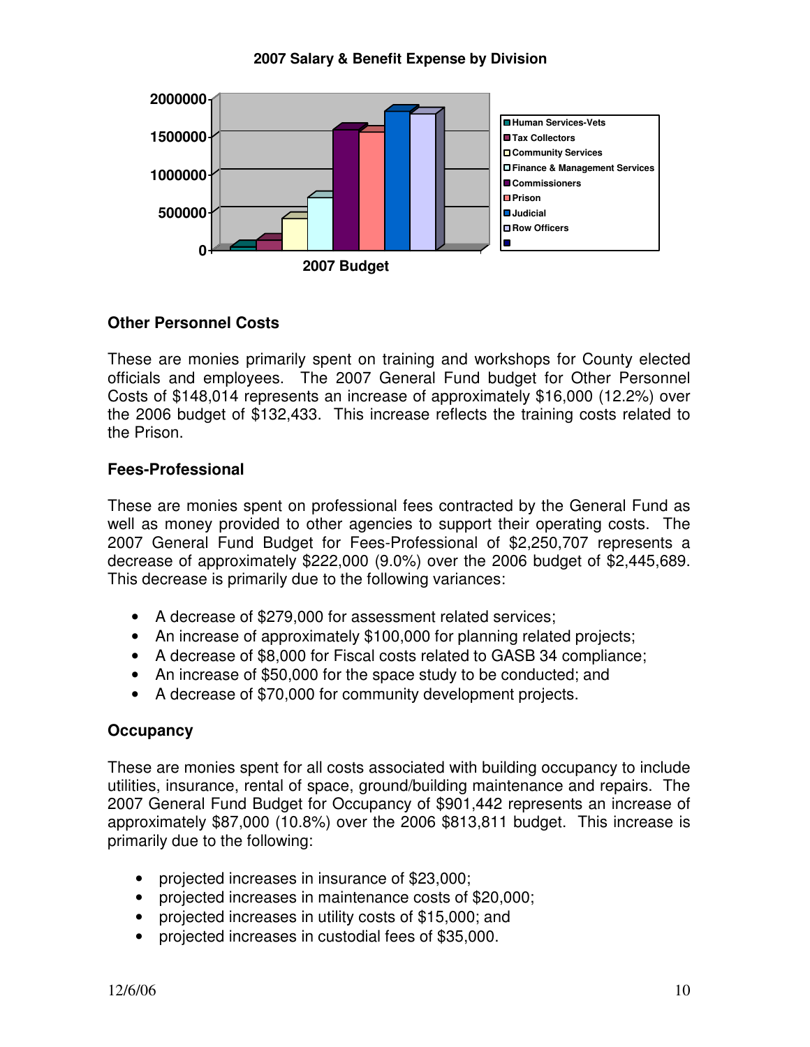**2007 Salary & Benefit Expense by Division**

### Other Personnel Costs

These are monies primarily spent on training and workshops for County elected officials and employees. The 2007 General Fund budget for Other Personnel Costs of $148,014 represents an increase of approximately $16,000 (12.2%) over the 2006 budget of $132,433. This increase reflects the training costs related to the Prison.

### Fees-Professional

These are monies spent on professional fees contracted by the General Fund as well as money provided to other agencies to support their operating costs. The 2007 General Fund Budget for Fees-Professional of $2,250,707 represents a decrease of approximately $222,000 (9.0%) over the 2006 budget of $2,445,689. This decrease is primarily due to the following variances:

- A decrease of $279,000 for assessment related services;
- An increase of approximately $100,000 for planning related projects;
- A decrease of $8,000 for Fiscal costs related to GASB 34 compliance;
- An increase of $50,000 for the space study to be conducted; and
- A decrease of $70,000 for community development projects.

### Occupancy

These are monies spent for all costs associated with building occupancy to include utilities, insurance, rental of space, ground/building maintenance and repairs. The 2007 General Fund Budget for Occupancy of $901,442 represents an increase of approximately $87,000 (10.8%) over the 2006 $813,811 budget. This increase is primarily due to the following:

- projected increases in insurance of $23,000;
- projected increases in maintenance costs of $20,000;
- projected increases in utility costs of $15,000; and
- projected increases in custodial fees of $35,000.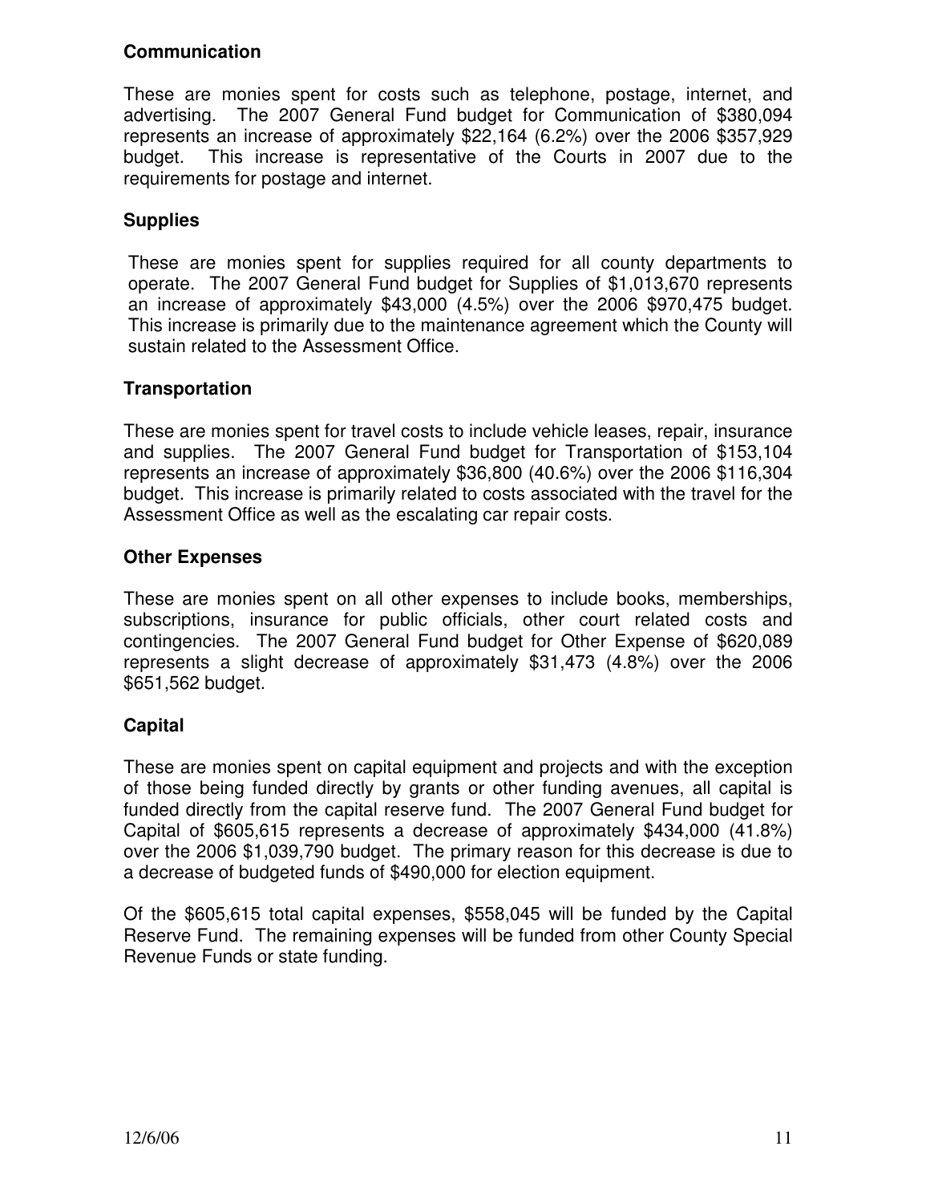### Communication

These are monies spent for costs such as telephone, postage, internet, and advertising. The 2007 General Fund budget for Communication of $380,094 represents an increase of approximately $22,164 (6.2%) over the 2006 $357,929 budget. This increase is representative of the Courts in 2007 due to the requirements for postage and internet.

### Supplies

These are monies spent for supplies required for all county departments to operate. The 2007 General Fund budget for Supplies of $1,013,670 represents an increase of approximately $43,000 (4.5%) over the 2006 $970,475 budget. This increase is primarily due to the maintenance agreement which the County will sustain related to the Assessment Office.

### Transportation

These are monies spent for travel costs to include vehicle leases, repair, insurance and supplies. The 2007 General Fund budget for Transportation of $153,104 represents an increase of approximately $36,800 (40.6%) over the 2006 $116,304 budget. This increase is primarily related to costs associated with the travel for the Assessment Office as well as the escalating car repair costs.

### Other Expenses

These are monies spent on all other expenses to include books, memberships, subscriptions, insurance for public officials, other court related costs and contingencies. The 2007 General Fund budget for Other Expense of $620,089 represents a slight decrease of approximately $31,473 (4.8%) over the 2006 $651,562 budget.

### Capital

These are monies spent on capital equipment and projects and with the exception of those being funded directly by grants or other funding avenues, all capital is funded directly from the capital reserve fund. The 2007 General Fund budget for Capital of $605,615 represents a decrease of approximately $434,000 (41.8%) over the 2006 $1,039,790 budget. The primary reason for this decrease is due to a decrease of budgeted funds of $490,000 for election equipment.

Of the $605,615 total capital expenses, $558,045 will be funded by the Capital Reserve Fund. The remaining expenses will be funded from other County Special Revenue Funds or state funding.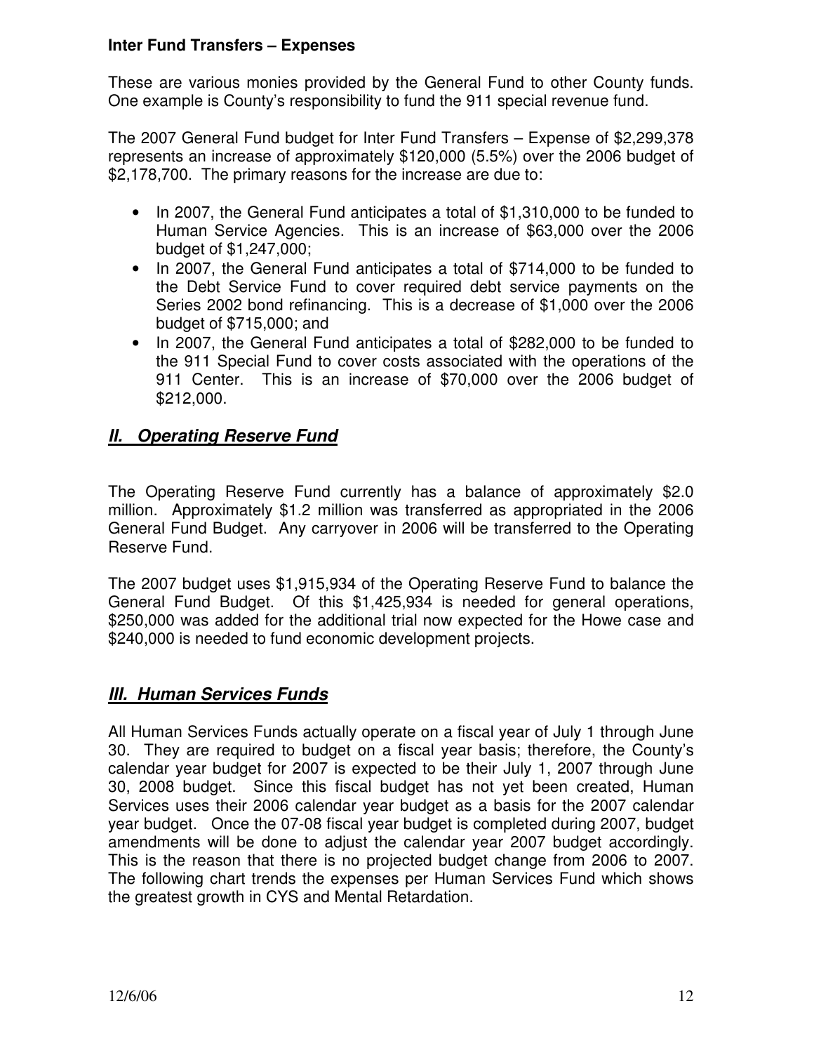**Inter Fund Transfers – Expenses**

These are various monies provided by the General Fund to other County funds. One example is County's responsibility to fund the 911 special revenue fund.

The 2007 General Fund budget for Inter Fund Transfers – Expense of $2,299,378 represents an increase of approximately $120,000 (5.5%) over the 2006 budget of $2,178,700. The primary reasons for the increase are due to:

- In 2007, the General Fund anticipates a total of $1,310,000 to be funded to Human Service Agencies. This is an increase of $63,000 over the 2006 budget of $1,247,000;
- In 2007, the General Fund anticipates a total of $714,000 to be funded to the Debt Service Fund to cover required debt service payments on the Series 2002 bond refinancing. This is a decrease of $1,000 over the 2006 budget of $715,000; and
- In 2007, the General Fund anticipates a total of $282,000 to be funded to the 911 Special Fund to cover costs associated with the operations of the 911 Center. This is an increase of $70,000 over the 2006 budget of $212,000.

## ***II. Operating Reserve Fund***

The Operating Reserve Fund currently has a balance of approximately $2.0 million. Approximately $1.2 million was transferred as appropriated in the 2006 General Fund Budget. Any carryover in 2006 will be transferred to the Operating Reserve Fund.

The 2007 budget uses $1,915,934 of the Operating Reserve Fund to balance the General Fund Budget. Of this $1,425,934 is needed for general operations, $250,000 was added for the additional trial now expected for the Howe case and $240,000 is needed to fund economic development projects.

## ***III. Human Services Funds***

All Human Services Funds actually operate on a fiscal year of July 1 through June 30. They are required to budget on a fiscal year basis; therefore, the County's calendar year budget for 2007 is expected to be their July 1, 2007 through June 30, 2008 budget. Since this fiscal budget has not yet been created, Human Services uses their 2006 calendar year budget as a basis for the 2007 calendar year budget. Once the 07-08 fiscal year budget is completed during 2007, budget amendments will be done to adjust the calendar year 2007 budget accordingly. This is the reason that there is no projected budget change from 2006 to 2007. The following chart trends the expenses per Human Services Fund which shows the greatest growth in CYS and Mental Retardation.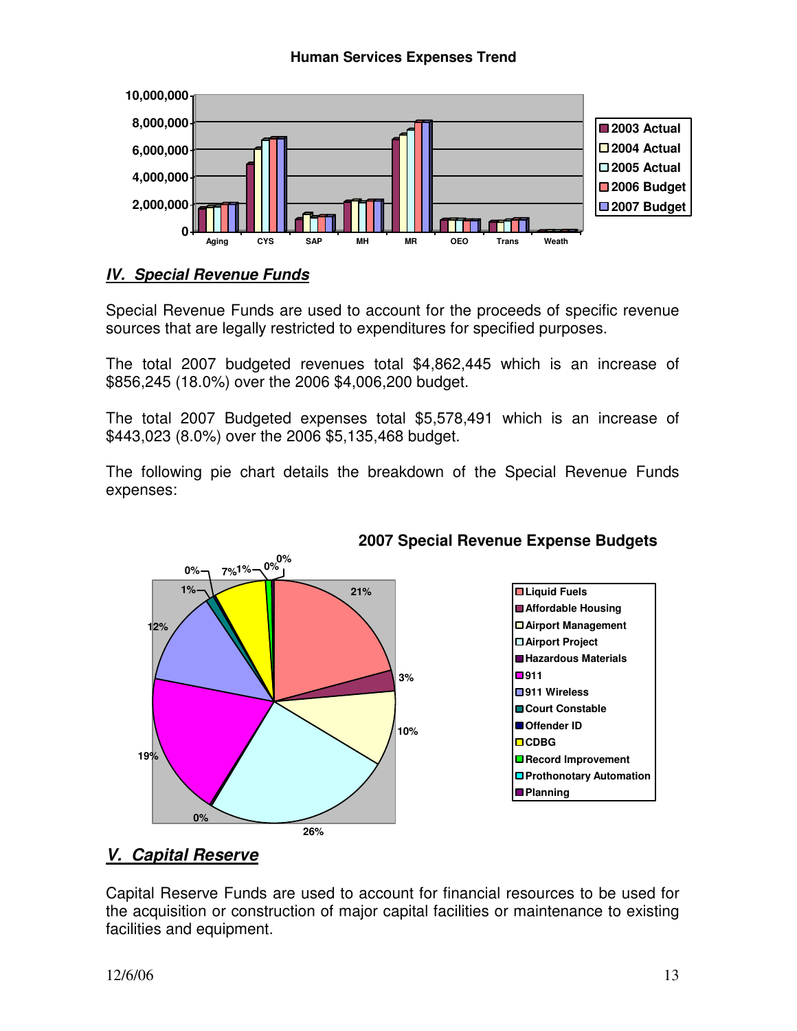**Human Services Expenses Trend**

## IV. Special Revenue Funds

Special Revenue Funds are used to account for the proceeds of specific revenue sources that are legally restricted to expenditures for specified purposes.

The total 2007 budgeted revenues total $4,862,445 which is an increase of $856,245 (18.0%) over the 2006 $4,006,200 budget.

The total 2007 Budgeted expenses total $5,578,491 which is an increase of $443,023 (8.0%) over the 2006 $5,135,468 budget.

The following pie chart details the breakdown of the Special Revenue Funds expenses:

**2007 Special Revenue Expense Budgets**

## V. Capital Reserve

Capital Reserve Funds are used to account for financial resources to be used for the acquisition or construction of major capital facilities or maintenance to existing facilities and equipment.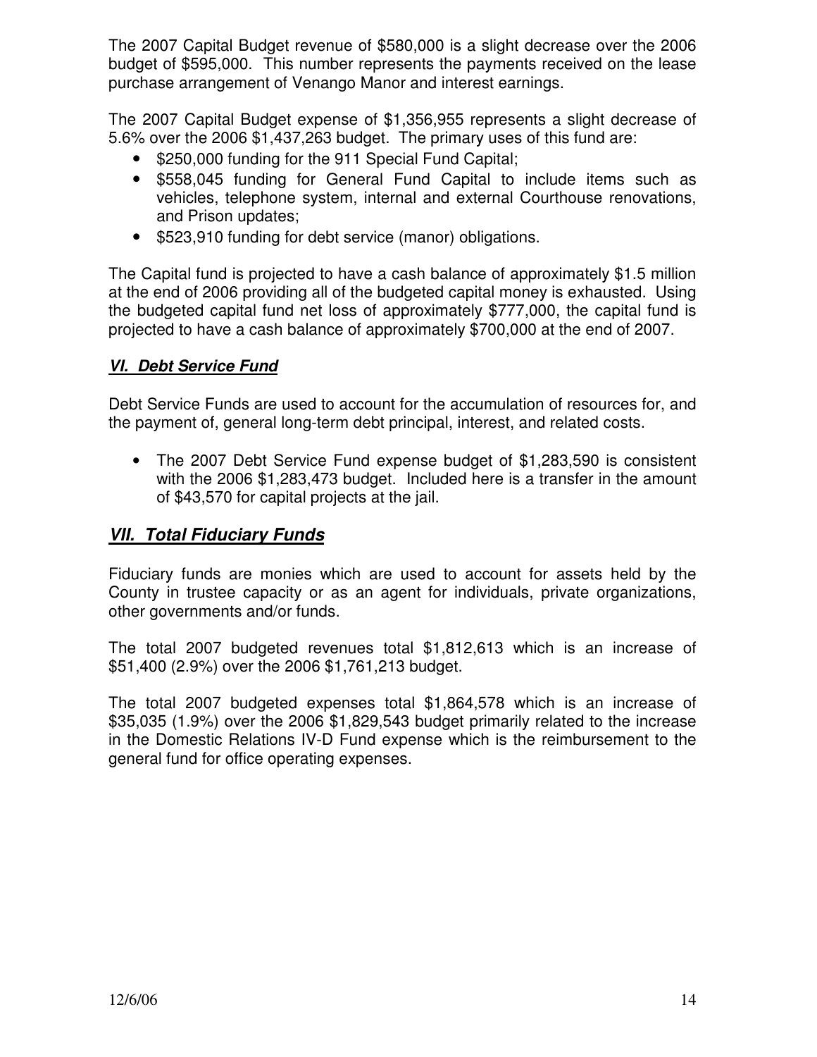The 2007 Capital Budget revenue of $580,000 is a slight decrease over the 2006 budget of $595,000. This number represents the payments received on the lease purchase arrangement of Venango Manor and interest earnings.

The 2007 Capital Budget expense of $1,356,955 represents a slight decrease of 5.6% over the 2006 $1,437,263 budget. The primary uses of this fund are:

- $250,000 funding for the 911 Special Fund Capital;
- $558,045 funding for General Fund Capital to include items such as vehicles, telephone system, internal and external Courthouse renovations, and Prison updates;
- $523,910 funding for debt service (manor) obligations.

The Capital fund is projected to have a cash balance of approximately $1.5 million at the end of 2006 providing all of the budgeted capital money is exhausted. Using the budgeted capital fund net loss of approximately $777,000, the capital fund is projected to have a cash balance of approximately $700,000 at the end of 2007.

### ***VI. Debt Service Fund***

Debt Service Funds are used to account for the accumulation of resources for, and the payment of, general long-term debt principal, interest, and related costs.

- The 2007 Debt Service Fund expense budget of $1,283,590 is consistent with the 2006 $1,283,473 budget. Included here is a transfer in the amount of $43,570 for capital projects at the jail.

## ***VII. Total Fiduciary Funds***

Fiduciary funds are monies which are used to account for assets held by the County in trustee capacity or as an agent for individuals, private organizations, other governments and/or funds.

The total 2007 budgeted revenues total $1,812,613 which is an increase of $51,400 (2.9%) over the 2006 $1,761,213 budget.

The total 2007 budgeted expenses total $1,864,578 which is an increase of $35,035 (1.9%) over the 2006 $1,829,543 budget primarily related to the increase in the Domestic Relations IV-D Fund expense which is the reimbursement to the general fund for office operating expenses.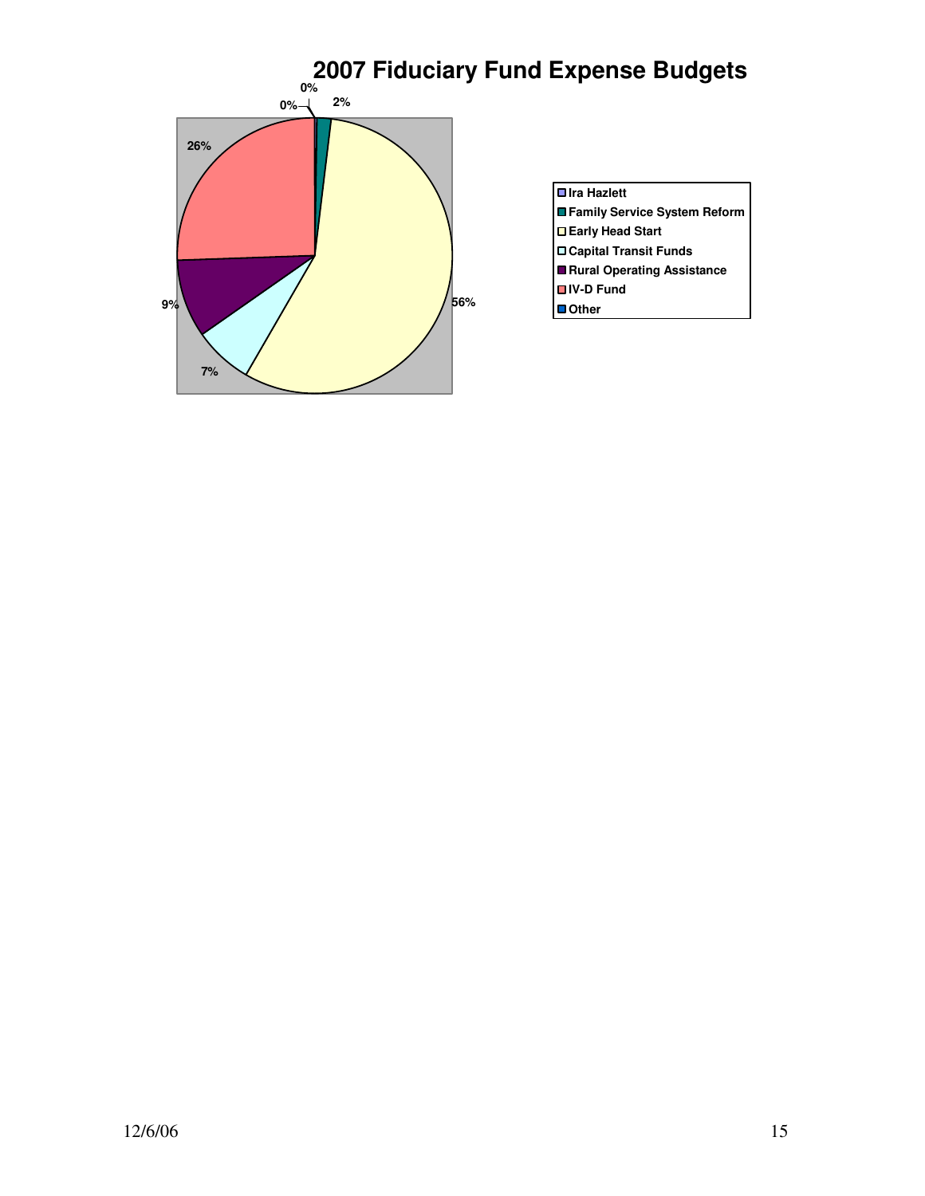# 2007 Fiduciary Fund Expense Budgets

| Fund | Percentage |
| --- | --- |
| Ira Hazlett | 0% |
| Family Service System Reform | 2% |
| Early Head Start | 56% |
| Capital Transit Funds | 7% |
| Rural Operating Assistance | 9% |
| IV-D Fund | 26% |
| Other | 0% |

12/6/06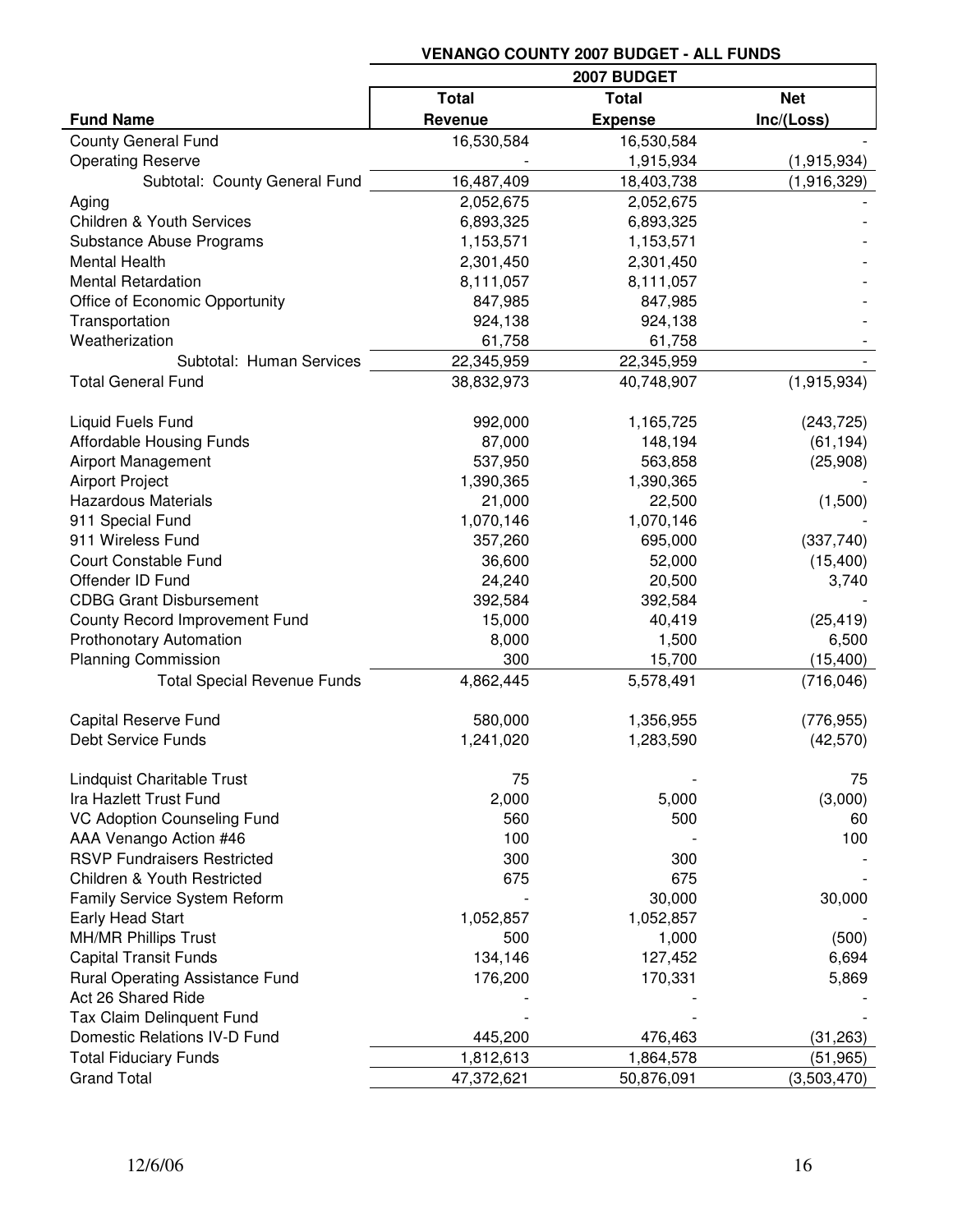| | VENANGO COUNTY 2007 BUDGET - ALL FUNDS | | |
|---|---|---|---|
| | 2007 BUDGET | | |
| **Fund Name** | **Total Revenue** | **Total Expense** | **Net Inc/(Loss)** |
| County General Fund | 16,530,584 | 16,530,584 | - |
| Operating Reserve | - | 1,915,934 | (1,915,934) |
| Subtotal: County General Fund | 16,487,409 | 18,403,738 | (1,916,329) |
| Aging | 2,052,675 | 2,052,675 | - |
| Children & Youth Services | 6,893,325 | 6,893,325 | - |
| Substance Abuse Programs | 1,153,571 | 1,153,571 | - |
| Mental Health | 2,301,450 | 2,301,450 | - |
| Mental Retardation | 8,111,057 | 8,111,057 | - |
| Office of Economic Opportunity | 847,985 | 847,985 | - |
| Transportation | 924,138 | 924,138 | - |
| Weatherization | 61,758 | 61,758 | - |
| Subtotal: Human Services | 22,345,959 | 22,345,959 | - |
| Total General Fund | 38,832,973 | 40,748,907 | (1,915,934) |
| | | | |
| Liquid Fuels Fund | 992,000 | 1,165,725 | (243,725) |
| Affordable Housing Funds | 87,000 | 148,194 | (61,194) |
| Airport Management | 537,950 | 563,858 | (25,908) |
| Airport Project | 1,390,365 | 1,390,365 | - |
| Hazardous Materials | 21,000 | 22,500 | (1,500) |
| 911 Special Fund | 1,070,146 | 1,070,146 | - |
| 911 Wireless Fund | 357,260 | 695,000 | (337,740) |
| Court Constable Fund | 36,600 | 52,000 | (15,400) |
| Offender ID Fund | 24,240 | 20,500 | 3,740 |
| CDBG Grant Disbursement | 392,584 | 392,584 | - |
| County Record Improvement Fund | 15,000 | 40,419 | (25,419) |
| Prothonotary Automation | 8,000 | 1,500 | 6,500 |
| Planning Commission | 300 | 15,700 | (15,400) |
| Total Special Revenue Funds | 4,862,445 | 5,578,491 | (716,046) |
| | | | |
| Capital Reserve Fund | 580,000 | 1,356,955 | (776,955) |
| Debt Service Funds | 1,241,020 | 1,283,590 | (42,570) |
| | | | |
| Lindquist Charitable Trust | 75 | - | 75 |
| Ira Hazlett Trust Fund | 2,000 | 5,000 | (3,000) |
| VC Adoption Counseling Fund | 560 | 500 | 60 |
| AAA Venango Action #46 | 100 | - | 100 |
| RSVP Fundraisers Restricted | 300 | 300 | - |
| Children & Youth Restricted | 675 | 675 | - |
| Family Service System Reform | - | 30,000 | 30,000 |
| Early Head Start | 1,052,857 | 1,052,857 | - |
| MH/MR Phillips Trust | 500 | 1,000 | (500) |
| Capital Transit Funds | 134,146 | 127,452 | 6,694 |
| Rural Operating Assistance Fund | 176,200 | 170,331 | 5,869 |
| Act 26 Shared Ride | - | - | - |
| Tax Claim Delinquent Fund | - | - | - |
| Domestic Relations IV-D Fund | 445,200 | 476,463 | (31,263) |
| Total Fiduciary Funds | 1,812,613 | 1,864,578 | (51,965) |
| Grand Total | 47,372,621 | 50,876,091 | (3,503,470) |

12/6/06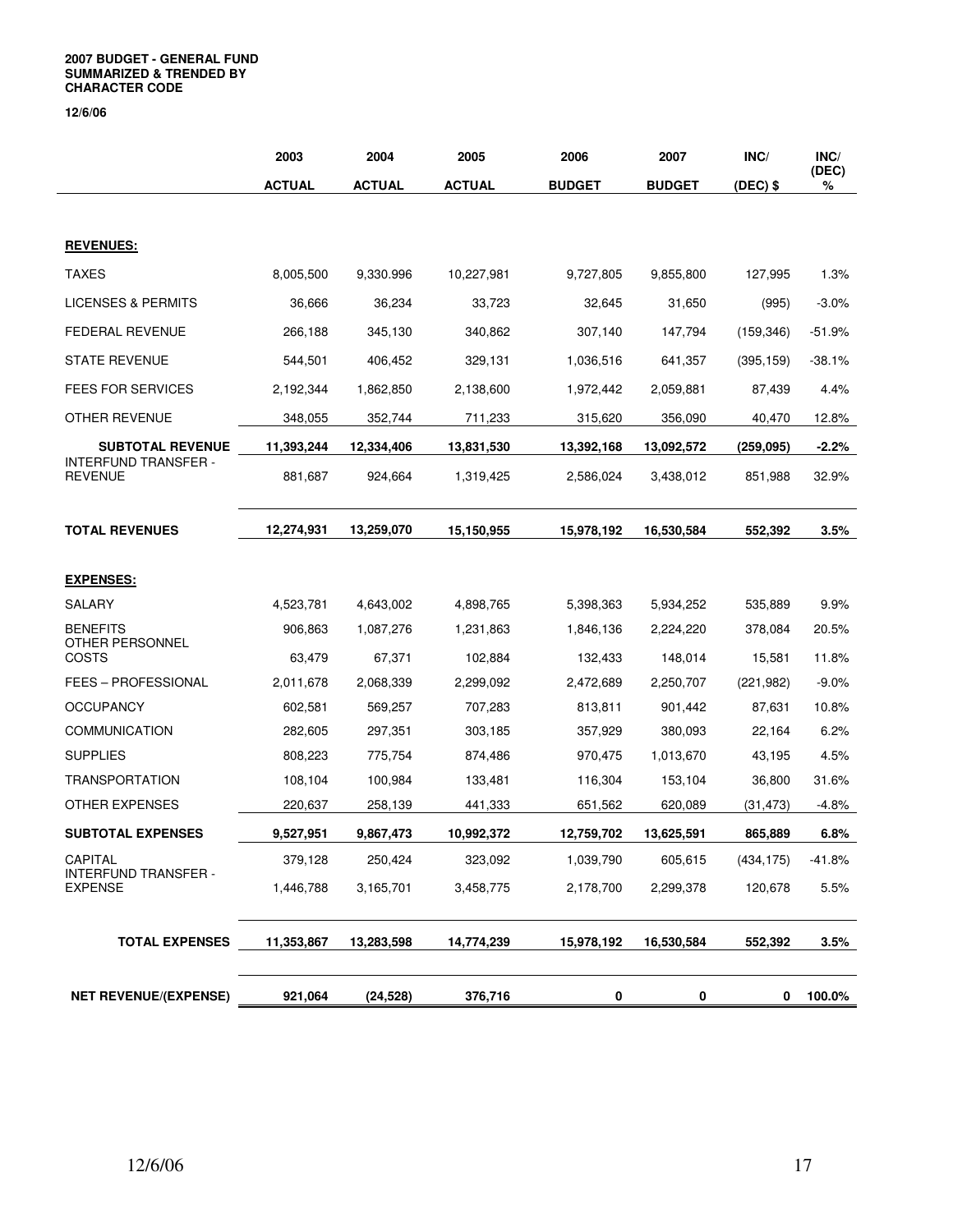**2007 BUDGET - GENERAL FUND**
**SUMMARIZED & TRENDED BY**
**CHARACTER CODE**

**12/6/06**

| | 2003 ACTUAL | 2004 ACTUAL | 2005 ACTUAL | 2006 BUDGET | 2007 BUDGET | INC/ (DEC) $ | INC/ (DEC) % |
|---|---|---|---|---|---|---|---|
| **REVENUES:** | | | | | | | |
| TAXES | 8,005,500 | 9,330.996 | 10,227,981 | 9,727,805 | 9,855,800 | 127,995 | 1.3% |
| LICENSES & PERMITS | 36,666 | 36,234 | 33,723 | 32,645 | 31,650 | (995) | -3.0% |
| FEDERAL REVENUE | 266,188 | 345,130 | 340,862 | 307,140 | 147,794 | (159,346) | -51.9% |
| STATE REVENUE | 544,501 | 406,452 | 329,131 | 1,036,516 | 641,357 | (395,159) | -38.1% |
| FEES FOR SERVICES | 2,192,344 | 1,862,850 | 2,138,600 | 1,972,442 | 2,059,881 | 87,439 | 4.4% |
| OTHER REVENUE | 348,055 | 352,744 | 711,233 | 315,620 | 356,090 | 40,470 | 12.8% |
| **SUBTOTAL REVENUE** | **11,393,244** | **12,334,406** | **13,831,530** | **13,392,168** | **13,092,572** | **(259,095)** | **-2.2%** |
| INTERFUND TRANSFER - REVENUE | 881,687 | 924,664 | 1,319,425 | 2,586,024 | 3,438,012 | 851,988 | 32.9% |
| **TOTAL REVENUES** | **12,274,931** | **13,259,070** | **15,150,955** | **15,978,192** | **16,530,584** | **552,392** | **3.5%** |
| **EXPENSES:** | | | | | | | |
| SALARY | 4,523,781 | 4,643,002 | 4,898,765 | 5,398,363 | 5,934,252 | 535,889 | 9.9% |
| BENEFITS | 906,863 | 1,087,276 | 1,231,863 | 1,846,136 | 2,224,220 | 378,084 | 20.5% |
| OTHER PERSONNEL COSTS | 63,479 | 67,371 | 102,884 | 132,433 | 148,014 | 15,581 | 11.8% |
| FEES – PROFESSIONAL | 2,011,678 | 2,068,339 | 2,299,092 | 2,472,689 | 2,250,707 | (221,982) | -9.0% |
| OCCUPANCY | 602,581 | 569,257 | 707,283 | 813,811 | 901,442 | 87,631 | 10.8% |
| COMMUNICATION | 282,605 | 297,351 | 303,185 | 357,929 | 380,093 | 22,164 | 6.2% |
| SUPPLIES | 808,223 | 775,754 | 874,486 | 970,475 | 1,013,670 | 43,195 | 4.5% |
| TRANSPORTATION | 108,104 | 100,984 | 133,481 | 116,304 | 153,104 | 36,800 | 31.6% |
| OTHER EXPENSES | 220,637 | 258,139 | 441,333 | 651,562 | 620,089 | (31,473) | -4.8% |
| **SUBTOTAL EXPENSES** | **9,527,951** | **9,867,473** | **10,992,372** | **12,759,702** | **13,625,591** | **865,889** | **6.8%** |
| CAPITAL | 379,128 | 250,424 | 323,092 | 1,039,790 | 605,615 | (434,175) | -41.8% |
| INTERFUND TRANSFER - EXPENSE | 1,446,788 | 3,165,701 | 3,458,775 | 2,178,700 | 2,299,378 | 120,678 | 5.5% |
| **TOTAL EXPENSES** | **11,353,867** | **13,283,598** | **14,774,239** | **15,978,192** | **16,530,584** | **552,392** | **3.5%** |
| **NET REVENUE/(EXPENSE)** | **921,064** | **(24,528)** | **376,716** | **0** | **0** | **0** | **100.0%** |

12/6/06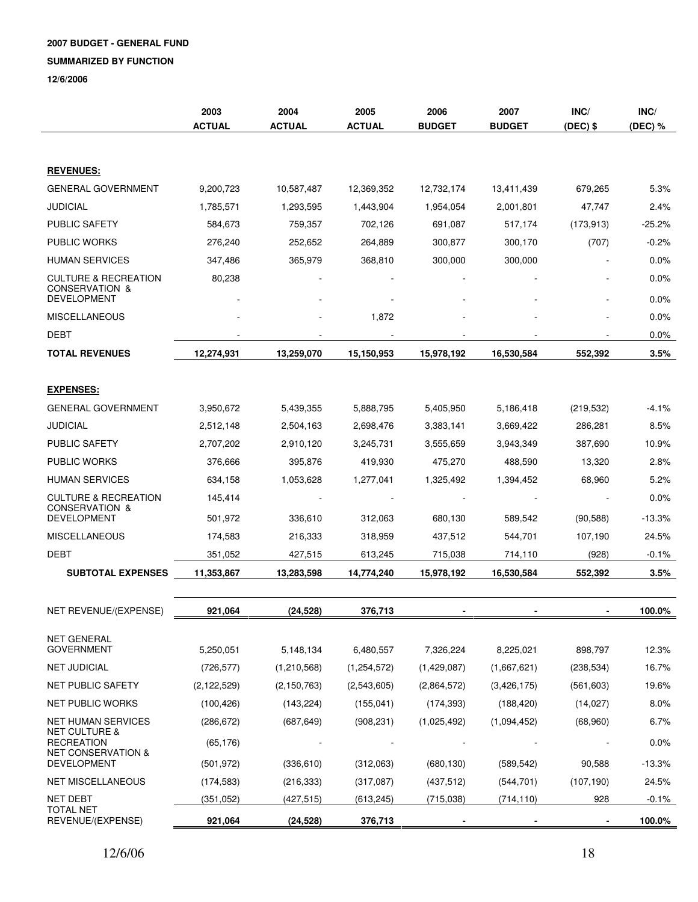**2007 BUDGET - GENERAL FUND**

**SUMMARIZED BY FUNCTION**

**12/6/2006**

| | 2003 ACTUAL | 2004 ACTUAL | 2005 ACTUAL | 2006 BUDGET | 2007 BUDGET | INC/ (DEC) $ | INC/ (DEC) % |
|---|---|---|---|---|---|---|---|
| **REVENUES:** | | | | | | | |
| GENERAL GOVERNMENT | 9,200,723 | 10,587,487 | 12,369,352 | 12,732,174 | 13,411,439 | 679,265 | 5.3% |
| JUDICIAL | 1,785,571 | 1,293,595 | 1,443,904 | 1,954,054 | 2,001,801 | 47,747 | 2.4% |
| PUBLIC SAFETY | 584,673 | 759,357 | 702,126 | 691,087 | 517,174 | (173,913) | -25.2% |
| PUBLIC WORKS | 276,240 | 252,652 | 264,889 | 300,877 | 300,170 | (707) | -0.2% |
| HUMAN SERVICES | 347,486 | 365,979 | 368,810 | 300,000 | 300,000 | - | 0.0% |
| CULTURE & RECREATION | 80,238 | - | - | - | - | - | 0.0% |
| CONSERVATION & DEVELOPMENT | - | - | - | - | - | - | 0.0% |
| MISCELLANEOUS | - | - | 1,872 | - | - | - | 0.0% |
| DEBT | - | - | - | - | - | - | 0.0% |
| **TOTAL REVENUES** | **12,274,931** | **13,259,070** | **15,150,953** | **15,978,192** | **16,530,584** | **552,392** | **3.5%** |
| **EXPENSES:** | | | | | | | |
| GENERAL GOVERNMENT | 3,950,672 | 5,439,355 | 5,888,795 | 5,405,950 | 5,186,418 | (219,532) | -4.1% |
| JUDICIAL | 2,512,148 | 2,504,163 | 2,698,476 | 3,383,141 | 3,669,422 | 286,281 | 8.5% |
| PUBLIC SAFETY | 2,707,202 | 2,910,120 | 3,245,731 | 3,555,659 | 3,943,349 | 387,690 | 10.9% |
| PUBLIC WORKS | 376,666 | 395,876 | 419,930 | 475,270 | 488,590 | 13,320 | 2.8% |
| HUMAN SERVICES | 634,158 | 1,053,628 | 1,277,041 | 1,325,492 | 1,394,452 | 68,960 | 5.2% |
| CULTURE & RECREATION | 145,414 | - | - | - | - | - | 0.0% |
| CONSERVATION & DEVELOPMENT | 501,972 | 336,610 | 312,063 | 680,130 | 589,542 | (90,588) | -13.3% |
| MISCELLANEOUS | 174,583 | 216,333 | 318,959 | 437,512 | 544,701 | 107,190 | 24.5% |
| DEBT | 351,052 | 427,515 | 613,245 | 715,038 | 714,110 | (928) | -0.1% |
| **SUBTOTAL EXPENSES** | **11,353,867** | **13,283,598** | **14,774,240** | **15,978,192** | **16,530,584** | **552,392** | **3.5%** |
| NET REVENUE/(EXPENSE) | **921,064** | **(24,528)** | **376,713** | **-** | **-** | **-** | **100.0%** |
| NET GENERAL GOVERNMENT | 5,250,051 | 5,148,134 | 6,480,557 | 7,326,224 | 8,225,021 | 898,797 | 12.3% |
| NET JUDICIAL | (726,577) | (1,210,568) | (1,254,572) | (1,429,087) | (1,667,621) | (238,534) | 16.7% |
| NET PUBLIC SAFETY | (2,122,529) | (2,150,763) | (2,543,605) | (2,864,572) | (3,426,175) | (561,603) | 19.6% |
| NET PUBLIC WORKS | (100,426) | (143,224) | (155,041) | (174,393) | (188,420) | (14,027) | 8.0% |
| NET HUMAN SERVICES | (286,672) | (687,649) | (908,231) | (1,025,492) | (1,094,452) | (68,960) | 6.7% |
| NET CULTURE & RECREATION | (65,176) | - | - | - | - | - | 0.0% |
| NET CONSERVATION & DEVELOPMENT | (501,972) | (336,610) | (312,063) | (680,130) | (589,542) | 90,588 | -13.3% |
| NET MISCELLANEOUS | (174,583) | (216,333) | (317,087) | (437,512) | (544,701) | (107,190) | 24.5% |
| NET DEBT | (351,052) | (427,515) | (613,245) | (715,038) | (714,110) | 928 | -0.1% |
| TOTAL NET REVENUE/(EXPENSE) | **921,064** | **(24,528)** | **376,713** | **-** | **-** | **-** | **100.0%** |

12/6/06